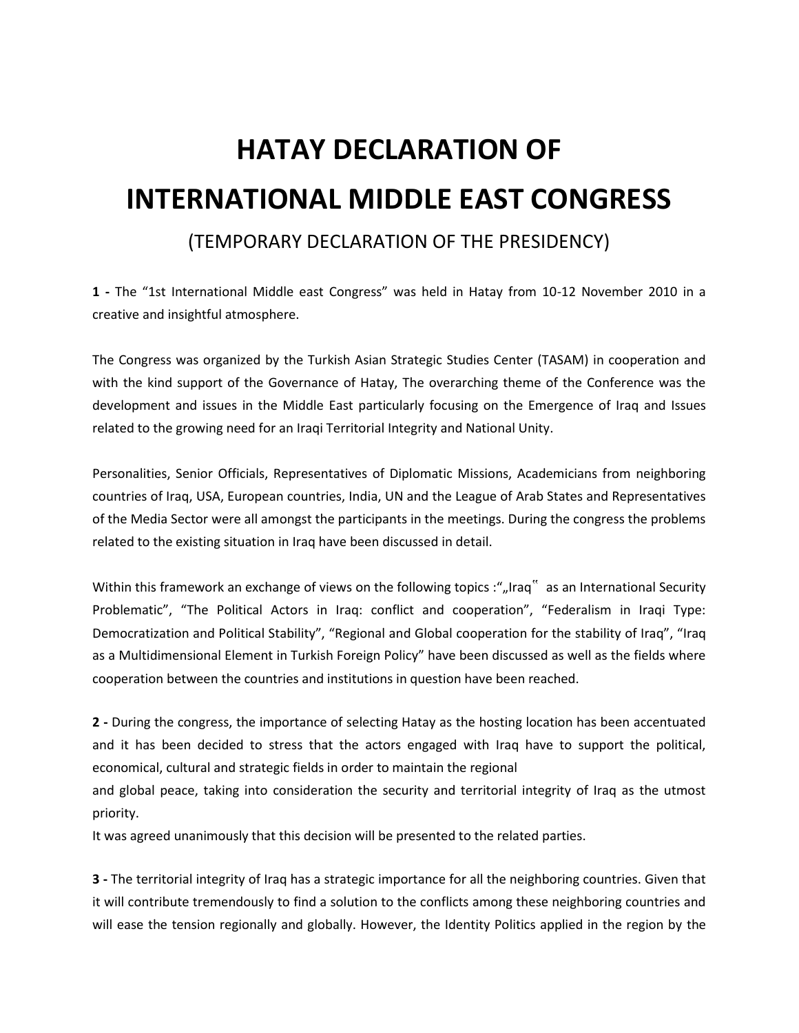# HATAY DECLARATION OF INTERNATIONAL MIDDLE EAST CONGRESS

## (TEMPORARY DECLARATION OF THE PRESIDENCY)

**1 -** The "1st International Middle east Congress" was held in Hatay from 10-12 November 2010 in a creative and insightful atmosphere.

The Congress was organized by the Turkish Asian Strategic Studies Center (TASAM) in cooperation and with the kind support of the Governance of Hatay, The overarching theme of the Conference was the development and issues in the Middle East particularly focusing on the Emergence of Iraq and Issues related to the growing need for an Iraqi Territorial Integrity and National Unity.

Personalities, Senior Officials, Representatives of Diplomatic Missions, Academicians from neighboring countries of Iraq, USA, European countries, India, UN and the League of Arab States and Representatives of the Media Sector were all amongst the participants in the meetings. During the congress the problems related to the existing situation in Iraq have been discussed in detail.

Within this framework an exchange of views on the following topics :"„Iraq" as an International Security Problematic", "The Political Actors in Iraq: conflict and cooperation", "Federalism in Iraqi Type: Democratization and Political Stability", "Regional and Global cooperation for the stability of Iraq", "Iraq as a Multidimensional Element in Turkish Foreign Policy" have been discussed as well as the fields where cooperation between the countries and institutions in question have been reached.

**2 -** During the congress, the importance of selecting Hatay as the hosting location has been accentuated and it has been decided to stress that the actors engaged with Iraq have to support the political, economical, cultural and strategic fields in order to maintain the regional and global peace, taking into consideration the security and territorial integrity of Iraq as the utmost priority.

It was agreed unanimously that this decision will be presented to the related parties.

**3 -** The territorial integrity of Iraq has a strategic importance for all the neighboring countries. Given that it will contribute tremendously to find a solution to the conflicts among these neighboring countries and will ease the tension regionally and globally. However, the Identity Politics applied in the region by the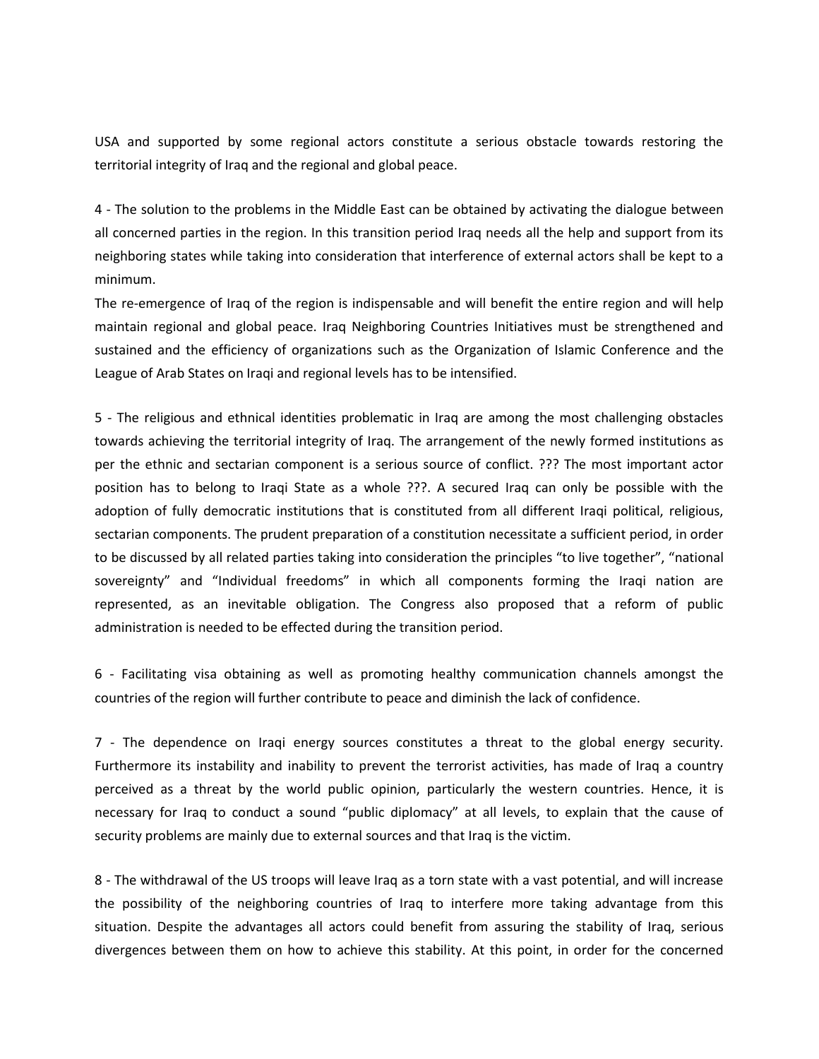USA and supported by some regional actors constitute a serious obstacle towards restoring the territorial integrity of Iraq and the regional and global peace.

4 - The solution to the problems in the Middle East can be obtained by activating the dialogue between all concerned parties in the region. In this transition period Iraq needs all the help and support from its neighboring states while taking into consideration that interference of external actors shall be kept to a minimum.

The re-emergence of Iraq of the region is indispensable and will benefit the entire region and will help maintain regional and global peace. Iraq Neighboring Countries Initiatives must be strengthened and sustained and the efficiency of organizations such as the Organization of Islamic Conference and the League of Arab States on Iraqi and regional levels has to be intensified.

5 - The religious and ethnical identities problematic in Iraq are among the most challenging obstacles towards achieving the territorial integrity of Iraq. The arrangement of the newly formed institutions as per the ethnic and sectarian component is a serious source of conflict. ??? The most important actor position has to belong to Iraqi State as a whole ???. A secured Iraq can only be possible with the adoption of fully democratic institutions that is constituted from all different Iraqi political, religious, sectarian components. The prudent preparation of a constitution necessitate a sufficient period, in order to be discussed by all related parties taking into consideration the principles “to live together”, “national sovereignty” and “Individual freedoms” in which all components forming the Iraqi nation are represented, as an inevitable obligation. The Congress also proposed that a reform of public administration is needed to be effected during the transition period.

6 - Facilitating visa obtaining as well as promoting healthy communication channels amongst the countries of the region will further contribute to peace and diminish the lack of confidence.

7 - The dependence on Iraqi energy sources constitutes a threat to the global energy security. Furthermore its instability and inability to prevent the terrorist activities, has made of Iraq a country perceived as a threat by the world public opinion, particularly the western countries. Hence, it is necessary for Iraq to conduct a sound “public diplomacy” at all levels, to explain that the cause of security problems are mainly due to external sources and that Iraq is the victim.

8 - The withdrawal of the US troops will leave Iraq as a torn state with a vast potential, and will increase the possibility of the neighboring countries of Iraq to interfere more taking advantage from this situation. Despite the advantages all actors could benefit from assuring the stability of Iraq, serious divergences between them on how to achieve this stability. At this point, in order for the concerned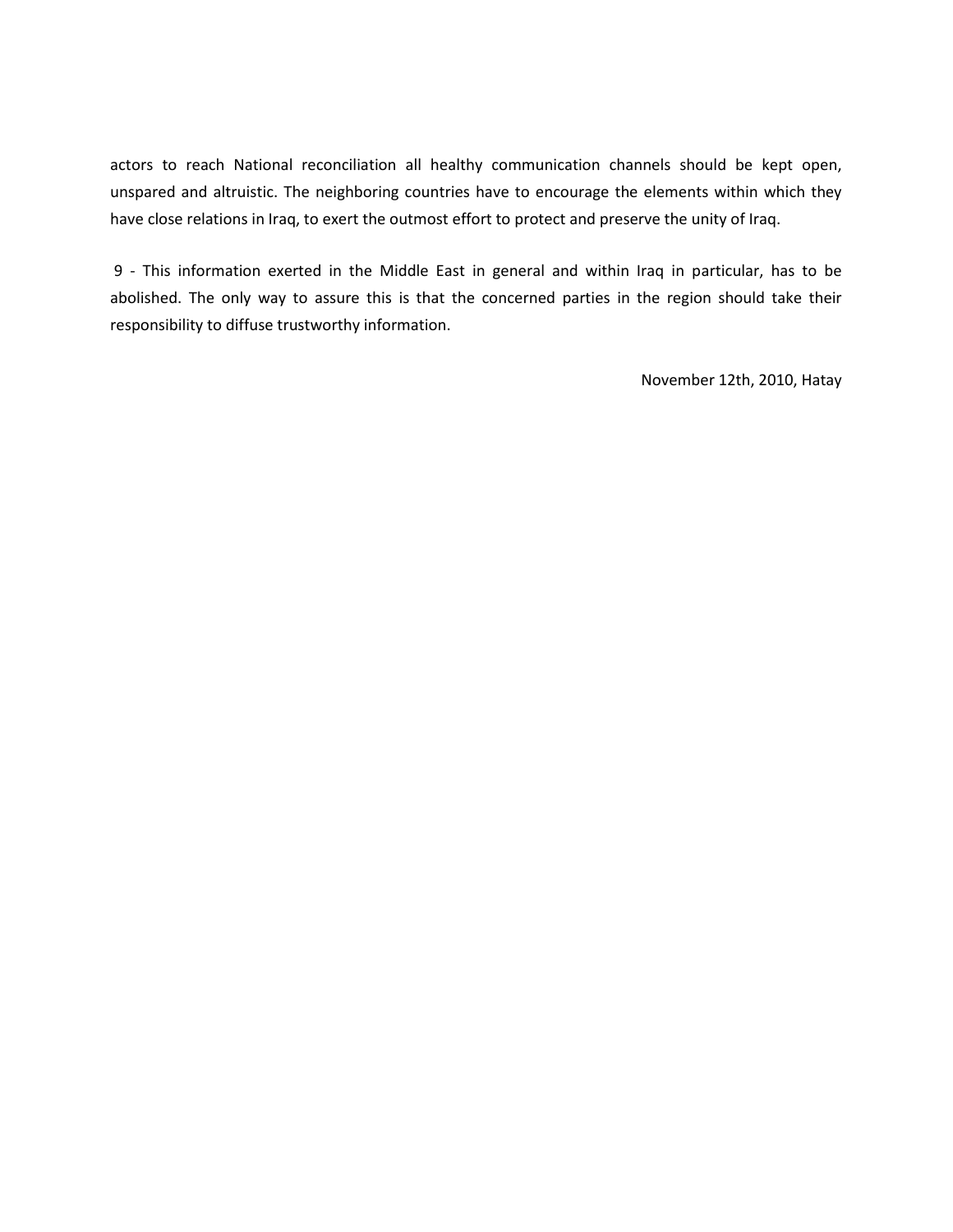actors to reach National reconciliation all healthy communication channels should be kept open, unspared and altruistic. The neighboring countries have to encourage the elements within which they have close relations in Iraq, to exert the outmost effort to protect and preserve the unity of Iraq.

9 - This information exerted in the Middle East in general and within Iraq in particular, has to be abolished. The only way to assure this is that the concerned parties in the region should take their responsibility to diffuse trustworthy information.

November 12th, 2010, Hatay